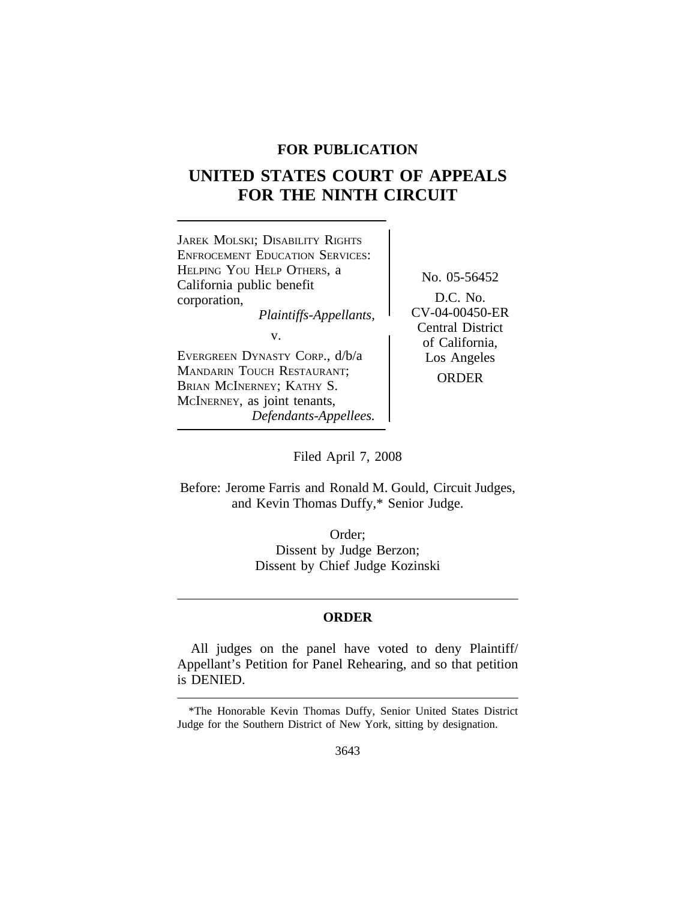**FOR PUBLICATION**

# UNITED STATES COURT OF APPEALS FOR THE NINTH CIRCUIT

JAREK MOLSKI; DISABILITY RIGHTS ENFROCEMENT EDUCATION SERVICES: HELPING YOU HELP OTHERS, a California public benefit corporation,
*Plaintiffs-Appellants,*

v.

EVERGREEN DYNASTY CORP., d/b/a MANDARIN TOUCH RESTAURANT; BRIAN MCINERNEY; KATHY S. MCINERNEY, as joint tenants,
*Defendants-Appellees.*

No. 05-56452

D.C. No. CV-04-00450-ER
Central District of California, Los Angeles

ORDER

Filed April 7, 2008

Before: Jerome Farris and Ronald M. Gould, Circuit Judges, and Kevin Thomas Duffy,* Senior Judge.

Order;
Dissent by Judge Berzon;
Dissent by Chief Judge Kozinski

---

## ORDER

All judges on the panel have voted to deny Plaintiff/Appellant's Petition for Panel Rehearing, and so that petition is DENIED.

---

*The Honorable Kevin Thomas Duffy, Senior United States District Judge for the Southern District of New York, sitting by designation.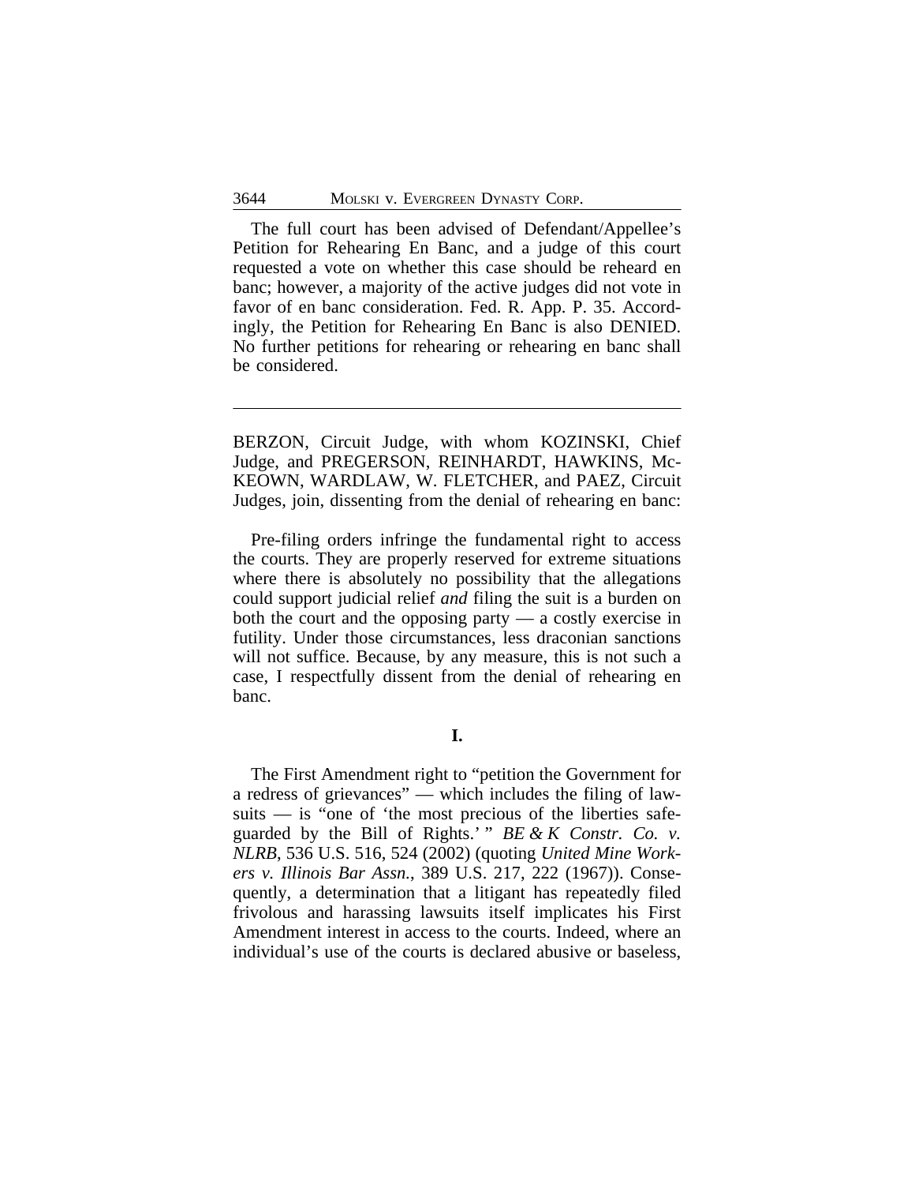The full court has been advised of Defendant/Appellee's Petition for Rehearing En Banc, and a judge of this court requested a vote on whether this case should be reheard en banc; however, a majority of the active judges did not vote in favor of en banc consideration. Fed. R. App. P. 35. Accordingly, the Petition for Rehearing En Banc is also DENIED. No further petitions for rehearing or rehearing en banc shall be considered.

---

BERZON, Circuit Judge, with whom KOZINSKI, Chief Judge, and PREGERSON, REINHARDT, HAWKINS, McKEOWN, WARDLAW, W. FLETCHER, and PAEZ, Circuit Judges, join, dissenting from the denial of rehearing en banc:

Pre-filing orders infringe the fundamental right to access the courts. They are properly reserved for extreme situations where there is absolutely no possibility that the allegations could support judicial relief *and* filing the suit is a burden on both the court and the opposing party — a costly exercise in futility. Under those circumstances, less draconian sanctions will not suffice. Because, by any measure, this is not such a case, I respectfully dissent from the denial of rehearing en banc.

**I.**

The First Amendment right to "petition the Government for a redress of grievances" — which includes the filing of lawsuits — is "one of 'the most precious of the liberties safeguarded by the Bill of Rights.' " *BE & K Constr. Co. v. NLRB*, 536 U.S. 516, 524 (2002) (quoting *United Mine Workers v. Illinois Bar Assn.*, 389 U.S. 217, 222 (1967)). Consequently, a determination that a litigant has repeatedly filed frivolous and harassing lawsuits itself implicates his First Amendment interest in access to the courts. Indeed, where an individual's use of the courts is declared abusive or baseless,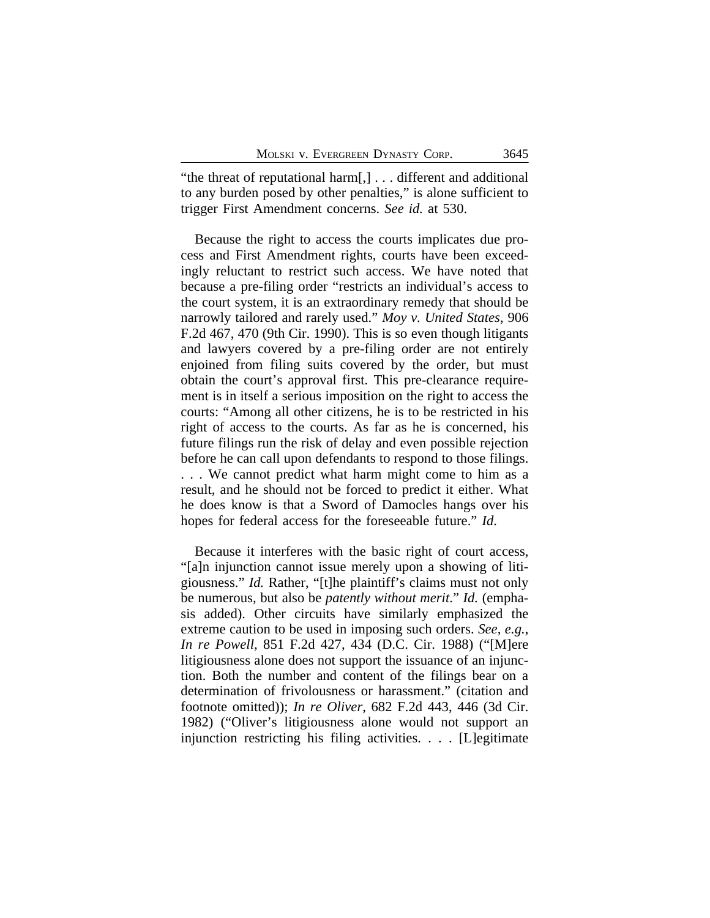"the threat of reputational harm[,] . . . different and additional to any burden posed by other penalties," is alone sufficient to trigger First Amendment concerns. *See id.* at 530.

Because the right to access the courts implicates due process and First Amendment rights, courts have been exceedingly reluctant to restrict such access. We have noted that because a pre-filing order "restricts an individual's access to the court system, it is an extraordinary remedy that should be narrowly tailored and rarely used." *Moy v. United States*, 906 F.2d 467, 470 (9th Cir. 1990). This is so even though litigants and lawyers covered by a pre-filing order are not entirely enjoined from filing suits covered by the order, but must obtain the court's approval first. This pre-clearance requirement is in itself a serious imposition on the right to access the courts: "Among all other citizens, he is to be restricted in his right of access to the courts. As far as he is concerned, his future filings run the risk of delay and even possible rejection before he can call upon defendants to respond to those filings. . . . We cannot predict what harm might come to him as a result, and he should not be forced to predict it either. What he does know is that a Sword of Damocles hangs over his hopes for federal access for the foreseeable future." *Id.*

Because it interferes with the basic right of court access, "[a]n injunction cannot issue merely upon a showing of litigiousness." *Id.* Rather, "[t]he plaintiff's claims must not only be numerous, but also be *patently without merit*." *Id.* (emphasis added). Other circuits have similarly emphasized the extreme caution to be used in imposing such orders. *See, e.g.*, *In re Powell*, 851 F.2d 427, 434 (D.C. Cir. 1988) ("[M]ere litigiousness alone does not support the issuance of an injunction. Both the number and content of the filings bear on a determination of frivolousness or harassment." (citation and footnote omitted)); *In re Oliver*, 682 F.2d 443, 446 (3d Cir. 1982) ("Oliver's litigiousness alone would not support an injunction restricting his filing activities. . . . [L]egitimate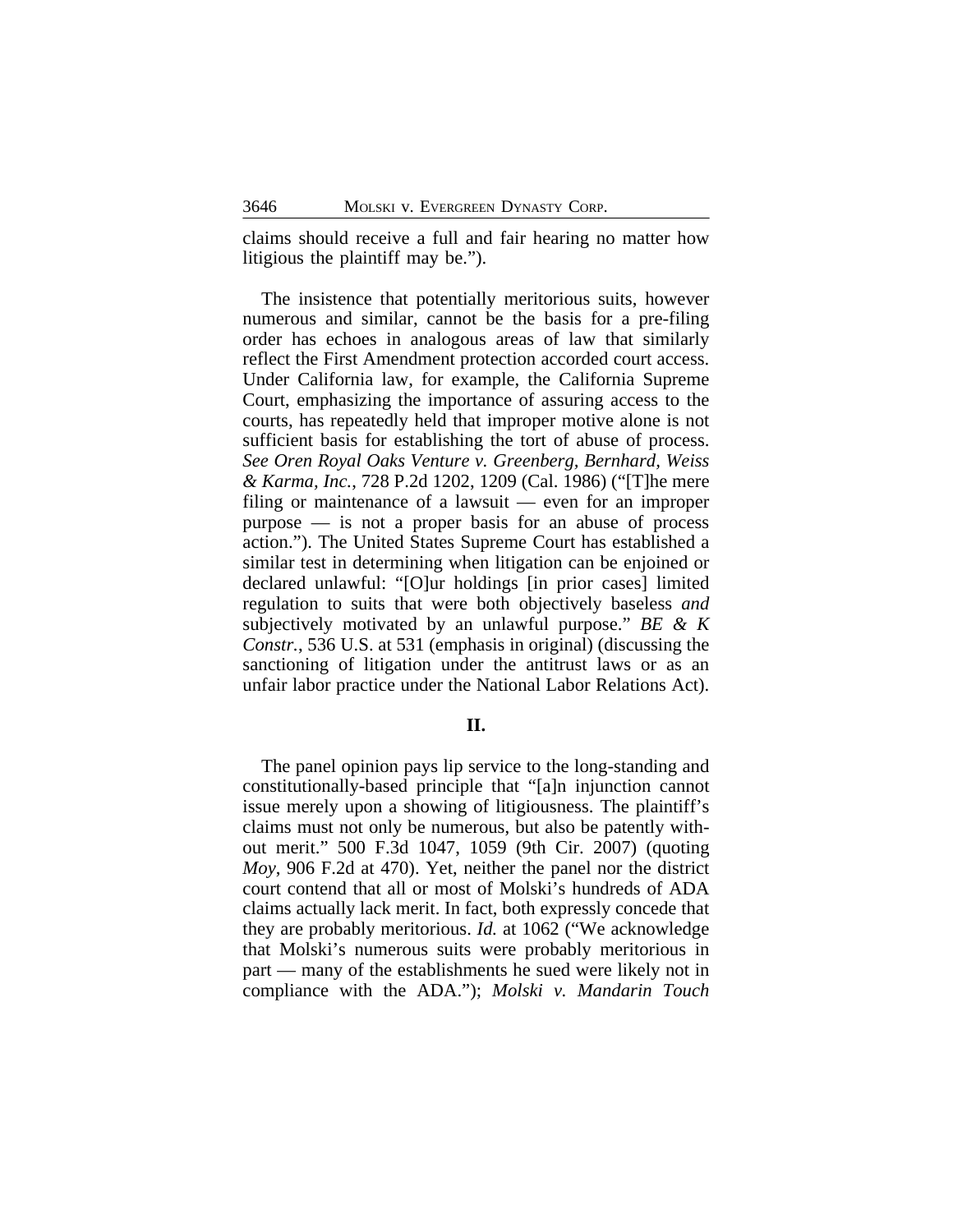claims should receive a full and fair hearing no matter how litigious the plaintiff may be.").

The insistence that potentially meritorious suits, however numerous and similar, cannot be the basis for a pre-filing order has echoes in analogous areas of law that similarly reflect the First Amendment protection accorded court access. Under California law, for example, the California Supreme Court, emphasizing the importance of assuring access to the courts, has repeatedly held that improper motive alone is not sufficient basis for establishing the tort of abuse of process. *See Oren Royal Oaks Venture v. Greenberg, Bernhard, Weiss & Karma, Inc.*, 728 P.2d 1202, 1209 (Cal. 1986) ("[T]he mere filing or maintenance of a lawsuit — even for an improper purpose — is not a proper basis for an abuse of process action."). The United States Supreme Court has established a similar test in determining when litigation can be enjoined or declared unlawful: "[O]ur holdings [in prior cases] limited regulation to suits that were both objectively baseless *and* subjectively motivated by an unlawful purpose." *BE & K Constr.*, 536 U.S. at 531 (emphasis in original) (discussing the sanctioning of litigation under the antitrust laws or as an unfair labor practice under the National Labor Relations Act).

## II.

The panel opinion pays lip service to the long-standing and constitutionally-based principle that "[a]n injunction cannot issue merely upon a showing of litigiousness. The plaintiff's claims must not only be numerous, but also be patently without merit." 500 F.3d 1047, 1059 (9th Cir. 2007) (quoting *Moy*, 906 F.2d at 470). Yet, neither the panel nor the district court contend that all or most of Molski's hundreds of ADA claims actually lack merit. In fact, both expressly concede that they are probably meritorious. *Id.* at 1062 ("We acknowledge that Molski's numerous suits were probably meritorious in part — many of the establishments he sued were likely not in compliance with the ADA."); *Molski v. Mandarin Touch*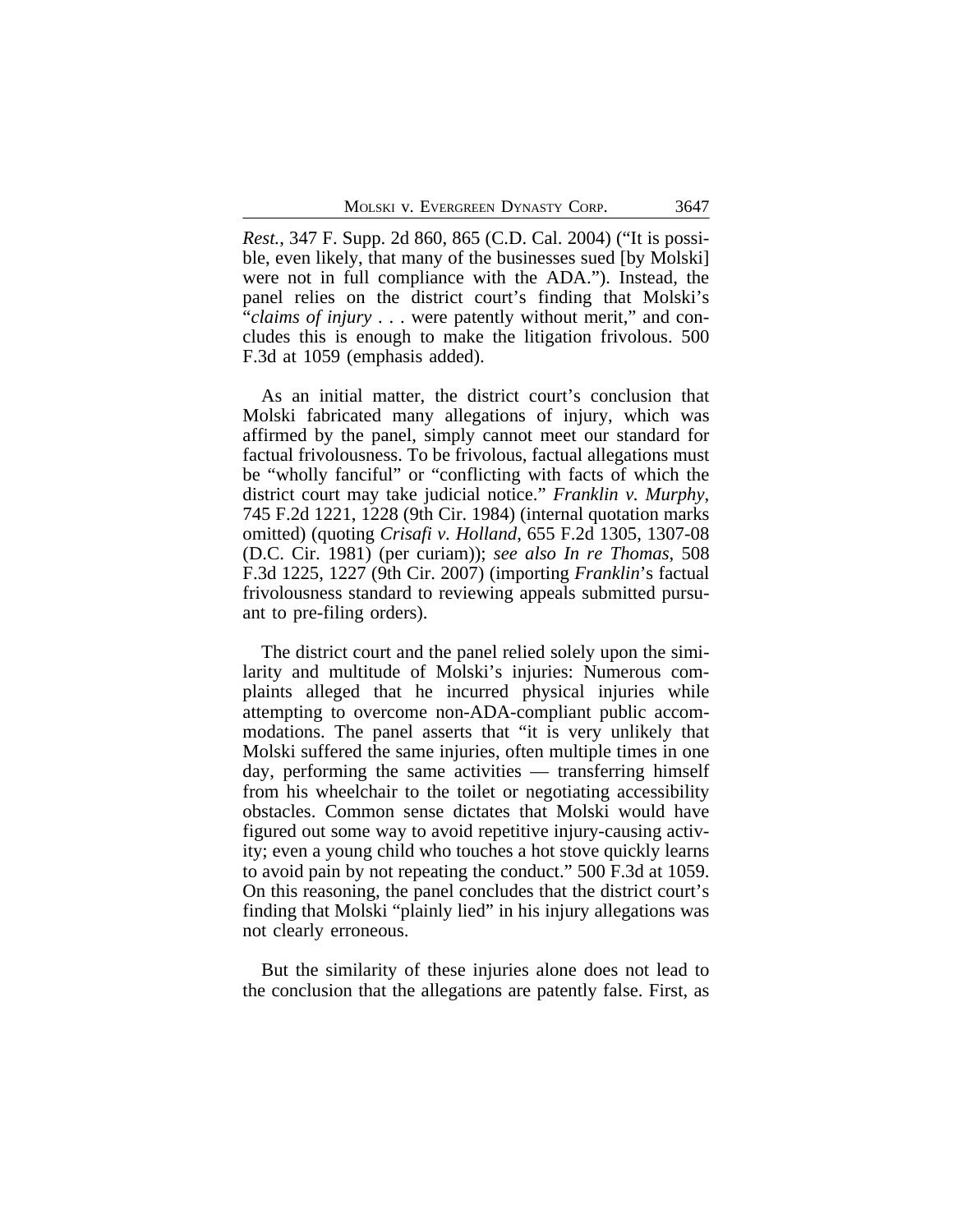*Rest.*, 347 F. Supp. 2d 860, 865 (C.D. Cal. 2004) ("It is possible, even likely, that many of the businesses sued [by Molski] were not in full compliance with the ADA."). Instead, the panel relies on the district court's finding that Molski's "*claims of injury* . . . were patently without merit," and concludes this is enough to make the litigation frivolous. 500 F.3d at 1059 (emphasis added).

As an initial matter, the district court's conclusion that Molski fabricated many allegations of injury, which was affirmed by the panel, simply cannot meet our standard for factual frivolousness. To be frivolous, factual allegations must be "wholly fanciful" or "conflicting with facts of which the district court may take judicial notice." *Franklin v. Murphy*, 745 F.2d 1221, 1228 (9th Cir. 1984) (internal quotation marks omitted) (quoting *Crisafi v. Holland*, 655 F.2d 1305, 1307-08 (D.C. Cir. 1981) (per curiam)); *see also In re Thomas*, 508 F.3d 1225, 1227 (9th Cir. 2007) (importing *Franklin*'s factual frivolousness standard to reviewing appeals submitted pursuant to pre-filing orders).

The district court and the panel relied solely upon the similarity and multitude of Molski's injuries: Numerous complaints alleged that he incurred physical injuries while attempting to overcome non-ADA-compliant public accommodations. The panel asserts that "it is very unlikely that Molski suffered the same injuries, often multiple times in one day, performing the same activities — transferring himself from his wheelchair to the toilet or negotiating accessibility obstacles. Common sense dictates that Molski would have figured out some way to avoid repetitive injury-causing activity; even a young child who touches a hot stove quickly learns to avoid pain by not repeating the conduct." 500 F.3d at 1059. On this reasoning, the panel concludes that the district court's finding that Molski "plainly lied" in his injury allegations was not clearly erroneous.

But the similarity of these injuries alone does not lead to the conclusion that the allegations are patently false. First, as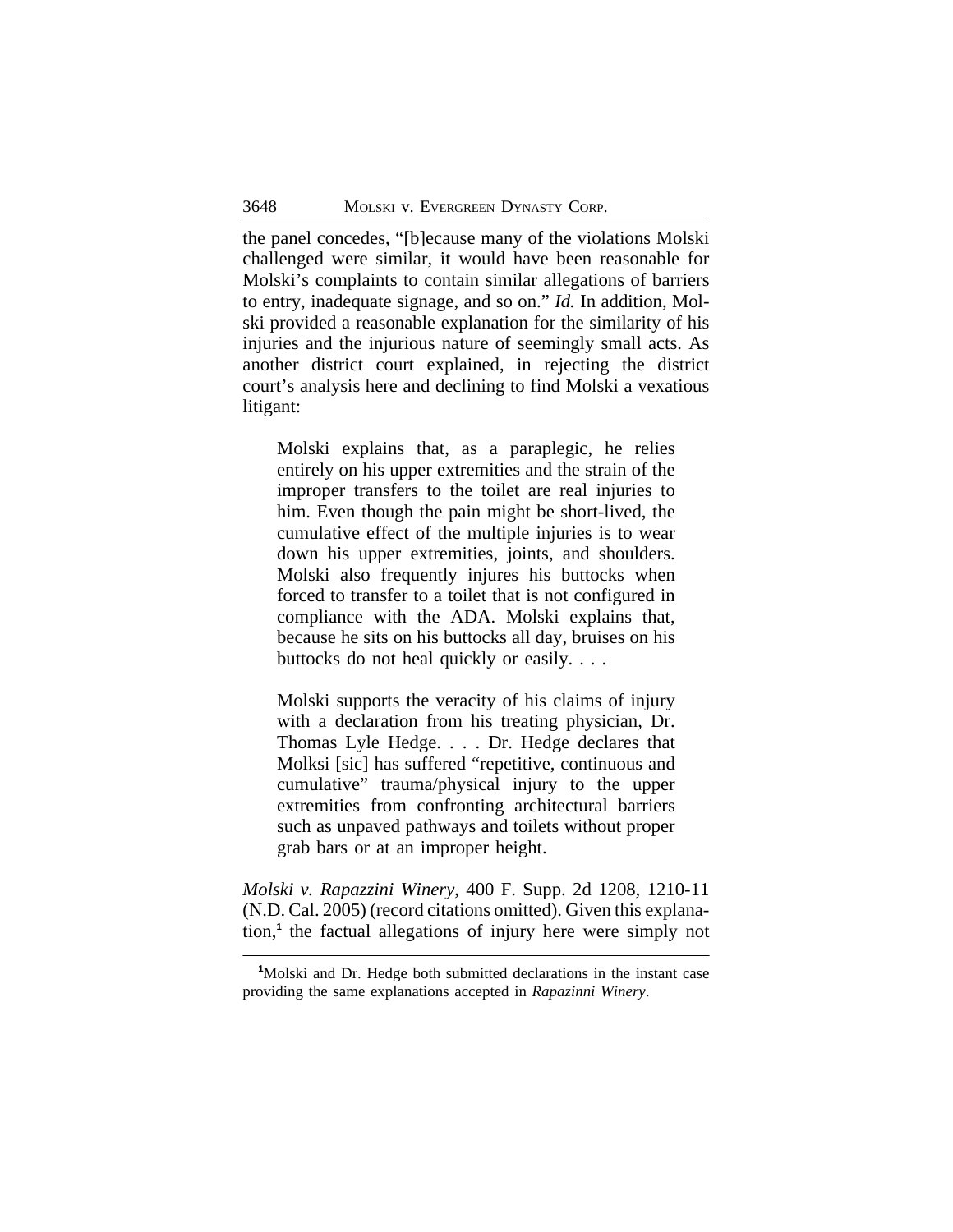the panel concedes, "[b]ecause many of the violations Molski challenged were similar, it would have been reasonable for Molski's complaints to contain similar allegations of barriers to entry, inadequate signage, and so on." *Id.* In addition, Molski provided a reasonable explanation for the similarity of his injuries and the injurious nature of seemingly small acts. As another district court explained, in rejecting the district court's analysis here and declining to find Molski a vexatious litigant:

> Molski explains that, as a paraplegic, he relies entirely on his upper extremities and the strain of the improper transfers to the toilet are real injuries to him. Even though the pain might be short-lived, the cumulative effect of the multiple injuries is to wear down his upper extremities, joints, and shoulders. Molski also frequently injures his buttocks when forced to transfer to a toilet that is not configured in compliance with the ADA. Molski explains that, because he sits on his buttocks all day, bruises on his buttocks do not heal quickly or easily. . . .
>
> Molski supports the veracity of his claims of injury with a declaration from his treating physician, Dr. Thomas Lyle Hedge. . . . Dr. Hedge declares that Molksi [sic] has suffered "repetitive, continuous and cumulative" trauma/physical injury to the upper extremities from confronting architectural barriers such as unpaved pathways and toilets without proper grab bars or at an improper height.

*Molski v. Rapazzini Winery*, 400 F. Supp. 2d 1208, 1210-11 (N.D. Cal. 2005) (record citations omitted). Given this explanation,[1] the factual allegations of injury here were simply not

[1]Molski and Dr. Hedge both submitted declarations in the instant case providing the same explanations accepted in *Rapazinni Winery*.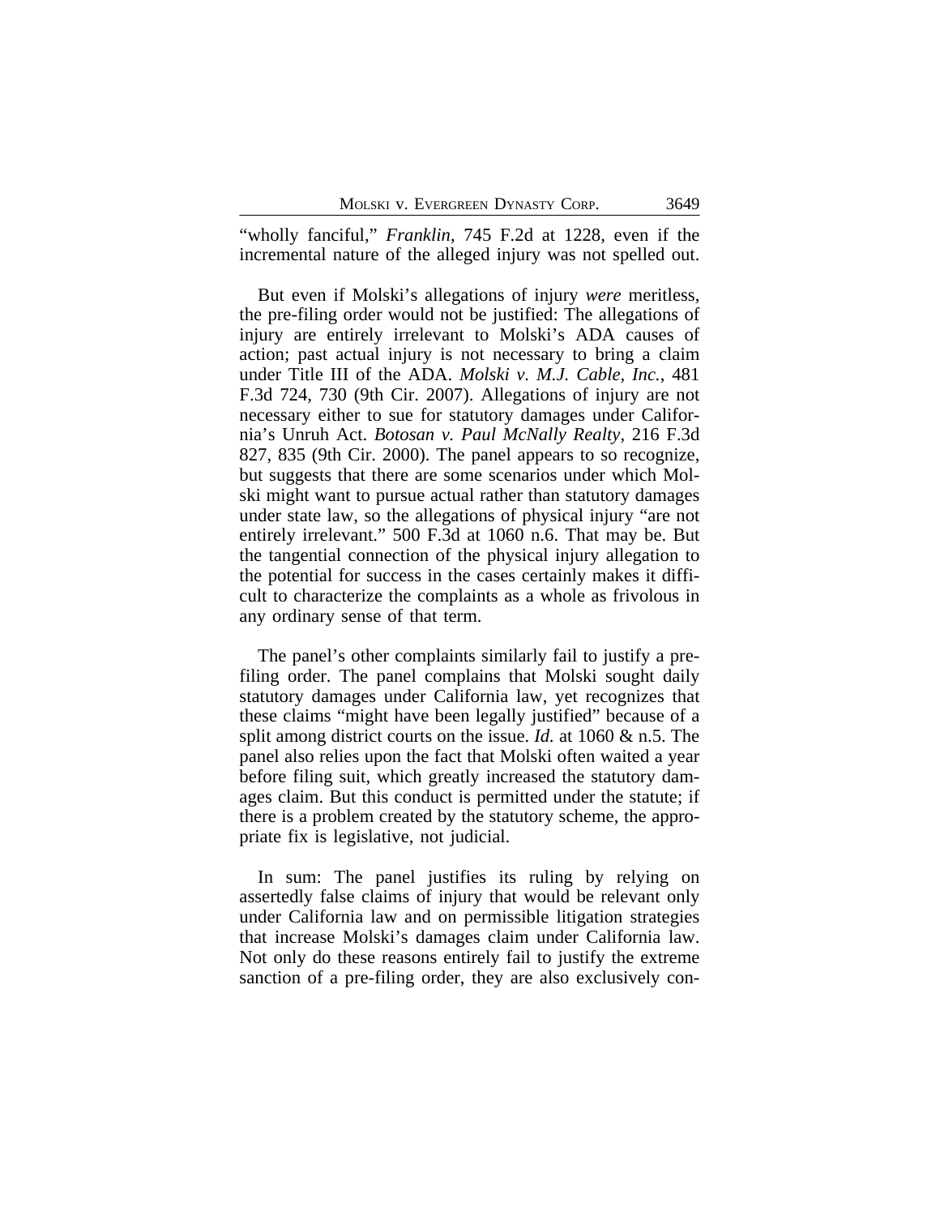"wholly fanciful," *Franklin*, 745 F.2d at 1228, even if the incremental nature of the alleged injury was not spelled out.

But even if Molski's allegations of injury *were* meritless, the pre-filing order would not be justified: The allegations of injury are entirely irrelevant to Molski's ADA causes of action; past actual injury is not necessary to bring a claim under Title III of the ADA. *Molski v. M.J. Cable, Inc.*, 481 F.3d 724, 730 (9th Cir. 2007). Allegations of injury are not necessary either to sue for statutory damages under California's Unruh Act. *Botosan v. Paul McNally Realty*, 216 F.3d 827, 835 (9th Cir. 2000). The panel appears to so recognize, but suggests that there are some scenarios under which Molski might want to pursue actual rather than statutory damages under state law, so the allegations of physical injury "are not entirely irrelevant." 500 F.3d at 1060 n.6. That may be. But the tangential connection of the physical injury allegation to the potential for success in the cases certainly makes it difficult to characterize the complaints as a whole as frivolous in any ordinary sense of that term.

The panel's other complaints similarly fail to justify a pre-filing order. The panel complains that Molski sought daily statutory damages under California law, yet recognizes that these claims "might have been legally justified" because of a split among district courts on the issue. *Id.* at 1060 & n.5. The panel also relies upon the fact that Molski often waited a year before filing suit, which greatly increased the statutory damages claim. But this conduct is permitted under the statute; if there is a problem created by the statutory scheme, the appropriate fix is legislative, not judicial.

In sum: The panel justifies its ruling by relying on assertedly false claims of injury that would be relevant only under California law and on permissible litigation strategies that increase Molski's damages claim under California law. Not only do these reasons entirely fail to justify the extreme sanction of a pre-filing order, they are also exclusively con-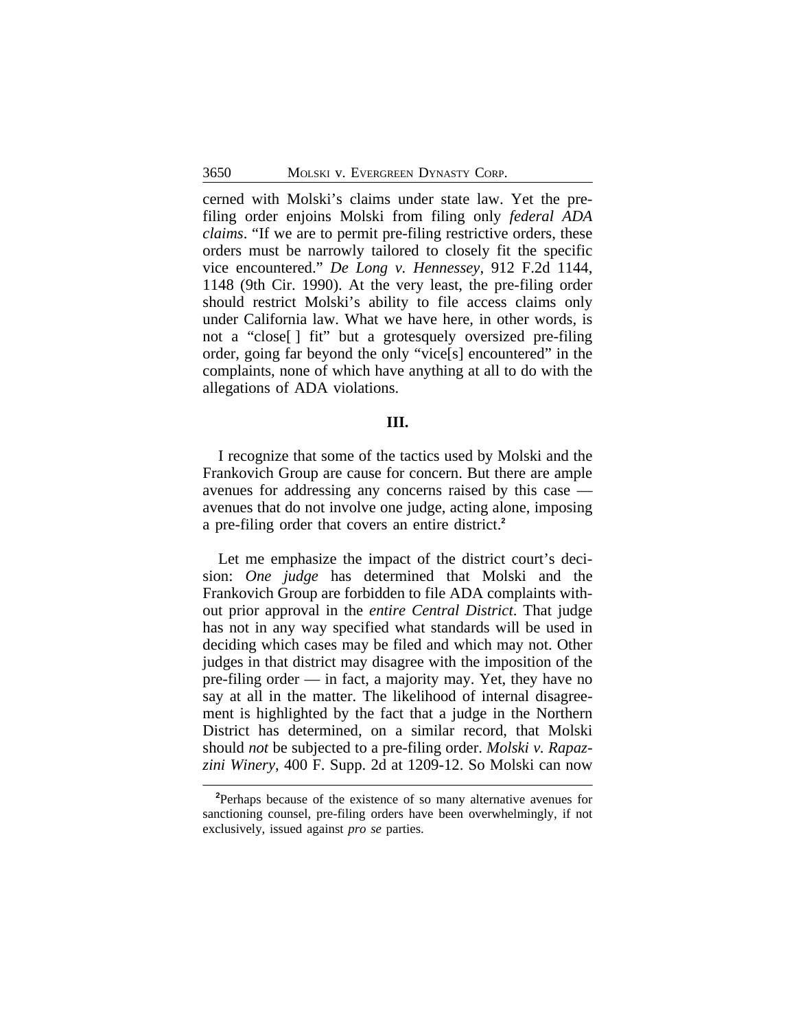cerned with Molski's claims under state law. Yet the pre-filing order enjoins Molski from filing only *federal ADA claims*. "If we are to permit pre-filing restrictive orders, these orders must be narrowly tailored to closely fit the specific vice encountered." *De Long v. Hennessey*, 912 F.2d 1144, 1148 (9th Cir. 1990). At the very least, the pre-filing order should restrict Molski's ability to file access claims only under California law. What we have here, in other words, is not a "close[ ] fit" but a grotesquely oversized pre-filing order, going far beyond the only "vice[s] encountered" in the complaints, none of which have anything at all to do with the allegations of ADA violations.

## III.

I recognize that some of the tactics used by Molski and the Frankovich Group are cause for concern. But there are ample avenues for addressing any concerns raised by this case — avenues that do not involve one judge, acting alone, imposing a pre-filing order that covers an entire district.[2]

Let me emphasize the impact of the district court's decision: *One judge* has determined that Molski and the Frankovich Group are forbidden to file ADA complaints without prior approval in the *entire Central District*. That judge has not in any way specified what standards will be used in deciding which cases may be filed and which may not. Other judges in that district may disagree with the imposition of the pre-filing order — in fact, a majority may. Yet, they have no say at all in the matter. The likelihood of internal disagreement is highlighted by the fact that a judge in the Northern District has determined, on a similar record, that Molski should *not* be subjected to a pre-filing order. *Molski v. Rapazzini Winery*, 400 F. Supp. 2d at 1209-12. So Molski can now

---

[2]Perhaps because of the existence of so many alternative avenues for sanctioning counsel, pre-filing orders have been overwhelmingly, if not exclusively, issued against *pro se* parties.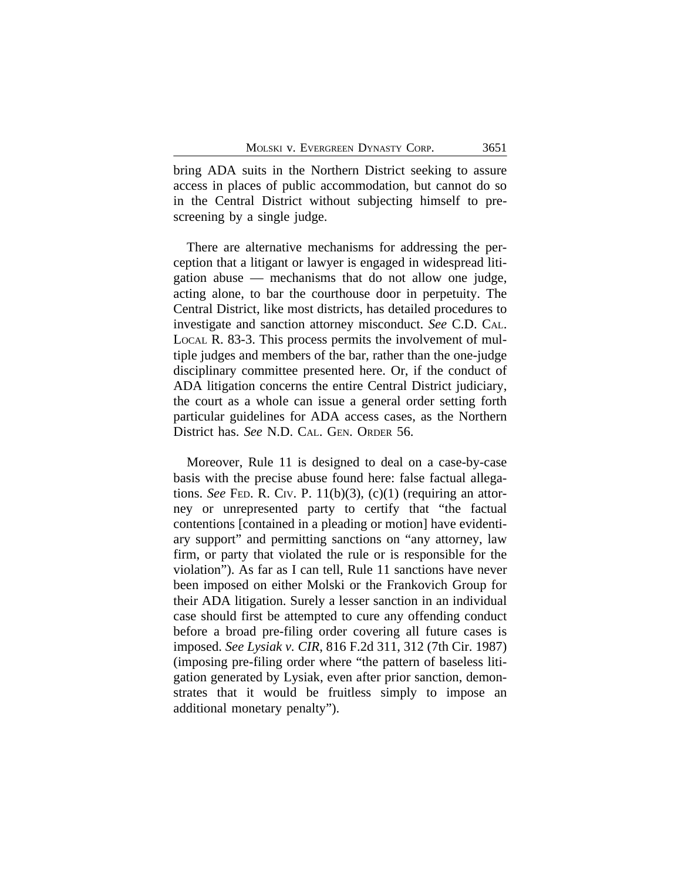bring ADA suits in the Northern District seeking to assure access in places of public accommodation, but cannot do so in the Central District without subjecting himself to pre-screening by a single judge.

There are alternative mechanisms for addressing the perception that a litigant or lawyer is engaged in widespread litigation abuse — mechanisms that do not allow one judge, acting alone, to bar the courthouse door in perpetuity. The Central District, like most districts, has detailed procedures to investigate and sanction attorney misconduct. *See* C.D. CAL. LOCAL R. 83-3. This process permits the involvement of multiple judges and members of the bar, rather than the one-judge disciplinary committee presented here. Or, if the conduct of ADA litigation concerns the entire Central District judiciary, the court as a whole can issue a general order setting forth particular guidelines for ADA access cases, as the Northern District has. *See* N.D. CAL. GEN. ORDER 56.

Moreover, Rule 11 is designed to deal on a case-by-case basis with the precise abuse found here: false factual allegations. *See* FED. R. CIV. P. 11(b)(3), (c)(1) (requiring an attorney or unrepresented party to certify that "the factual contentions [contained in a pleading or motion] have evidentiary support" and permitting sanctions on "any attorney, law firm, or party that violated the rule or is responsible for the violation"). As far as I can tell, Rule 11 sanctions have never been imposed on either Molski or the Frankovich Group for their ADA litigation. Surely a lesser sanction in an individual case should first be attempted to cure any offending conduct before a broad pre-filing order covering all future cases is imposed. *See Lysiak v. CIR*, 816 F.2d 311, 312 (7th Cir. 1987) (imposing pre-filing order where "the pattern of baseless litigation generated by Lysiak, even after prior sanction, demonstrates that it would be fruitless simply to impose an additional monetary penalty").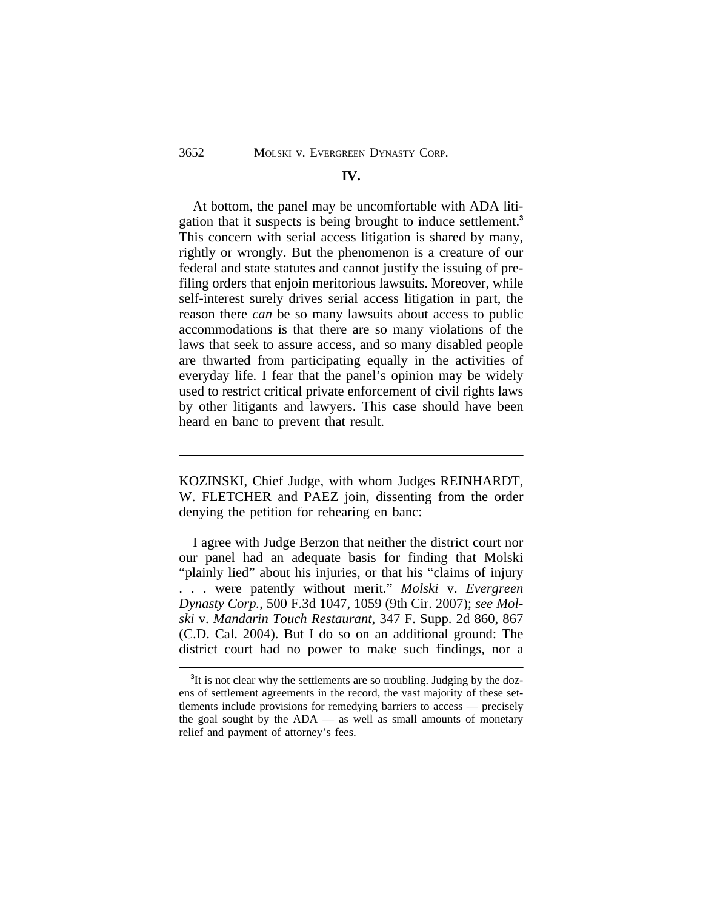## IV.

At bottom, the panel may be uncomfortable with ADA litigation that it suspects is being brought to induce settlement.[3] This concern with serial access litigation is shared by many, rightly or wrongly. But the phenomenon is a creature of our federal and state statutes and cannot justify the issuing of pre-filing orders that enjoin meritorious lawsuits. Moreover, while self-interest surely drives serial access litigation in part, the reason there *can* be so many lawsuits about access to public accommodations is that there are so many violations of the laws that seek to assure access, and so many disabled people are thwarted from participating equally in the activities of everyday life. I fear that the panel's opinion may be widely used to restrict critical private enforcement of civil rights laws by other litigants and lawyers. This case should have been heard en banc to prevent that result.

---

KOZINSKI, Chief Judge, with whom Judges REINHARDT, W. FLETCHER and PAEZ join, dissenting from the order denying the petition for rehearing en banc:

I agree with Judge Berzon that neither the district court nor our panel had an adequate basis for finding that Molski "plainly lied" about his injuries, or that his "claims of injury . . . were patently without merit." *Molski* v. *Evergreen Dynasty Corp.*, 500 F.3d 1047, 1059 (9th Cir. 2007); *see Molski* v. *Mandarin Touch Restaurant*, 347 F. Supp. 2d 860, 867 (C.D. Cal. 2004). But I do so on an additional ground: The district court had no power to make such findings, nor a

[3] It is not clear why the settlements are so troubling. Judging by the dozens of settlement agreements in the record, the vast majority of these settlements include provisions for remedying barriers to access — precisely the goal sought by the ADA — as well as small amounts of monetary relief and payment of attorney's fees.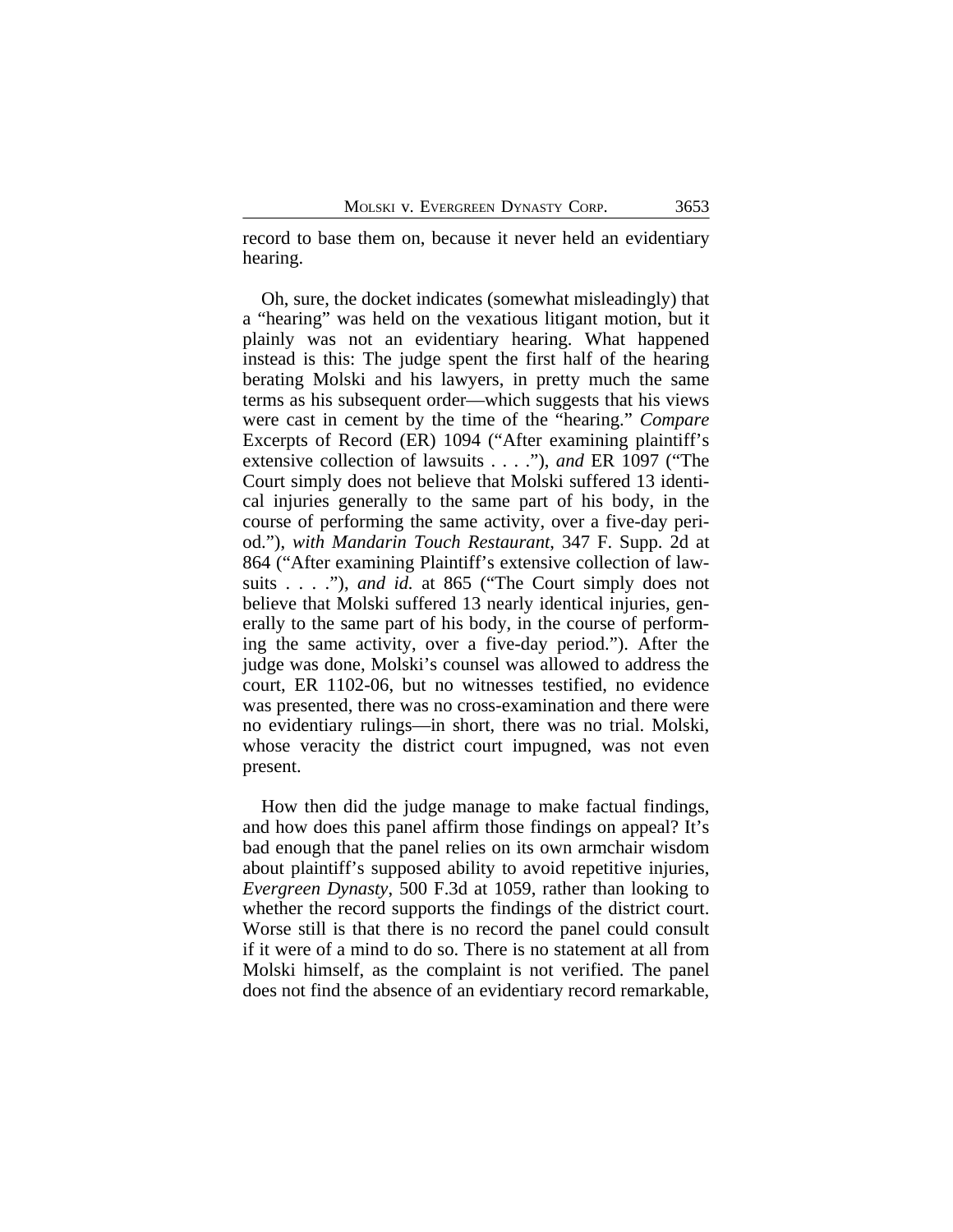record to base them on, because it never held an evidentiary hearing.

Oh, sure, the docket indicates (somewhat misleadingly) that a "hearing" was held on the vexatious litigant motion, but it plainly was not an evidentiary hearing. What happened instead is this: The judge spent the first half of the hearing berating Molski and his lawyers, in pretty much the same terms as his subsequent order—which suggests that his views were cast in cement by the time of the "hearing." *Compare* Excerpts of Record (ER) 1094 ("After examining plaintiff's extensive collection of lawsuits . . . ."), *and* ER 1097 ("The Court simply does not believe that Molski suffered 13 identical injuries generally to the same part of his body, in the course of performing the same activity, over a five-day period."), *with Mandarin Touch Restaurant*, 347 F. Supp. 2d at 864 ("After examining Plaintiff's extensive collection of lawsuits . . . ."), *and id.* at 865 ("The Court simply does not believe that Molski suffered 13 nearly identical injuries, generally to the same part of his body, in the course of performing the same activity, over a five-day period."). After the judge was done, Molski's counsel was allowed to address the court, ER 1102-06, but no witnesses testified, no evidence was presented, there was no cross-examination and there were no evidentiary rulings—in short, there was no trial. Molski, whose veracity the district court impugned, was not even present.

How then did the judge manage to make factual findings, and how does this panel affirm those findings on appeal? It's bad enough that the panel relies on its own armchair wisdom about plaintiff's supposed ability to avoid repetitive injuries, *Evergreen Dynasty*, 500 F.3d at 1059, rather than looking to whether the record supports the findings of the district court. Worse still is that there is no record the panel could consult if it were of a mind to do so. There is no statement at all from Molski himself, as the complaint is not verified. The panel does not find the absence of an evidentiary record remarkable,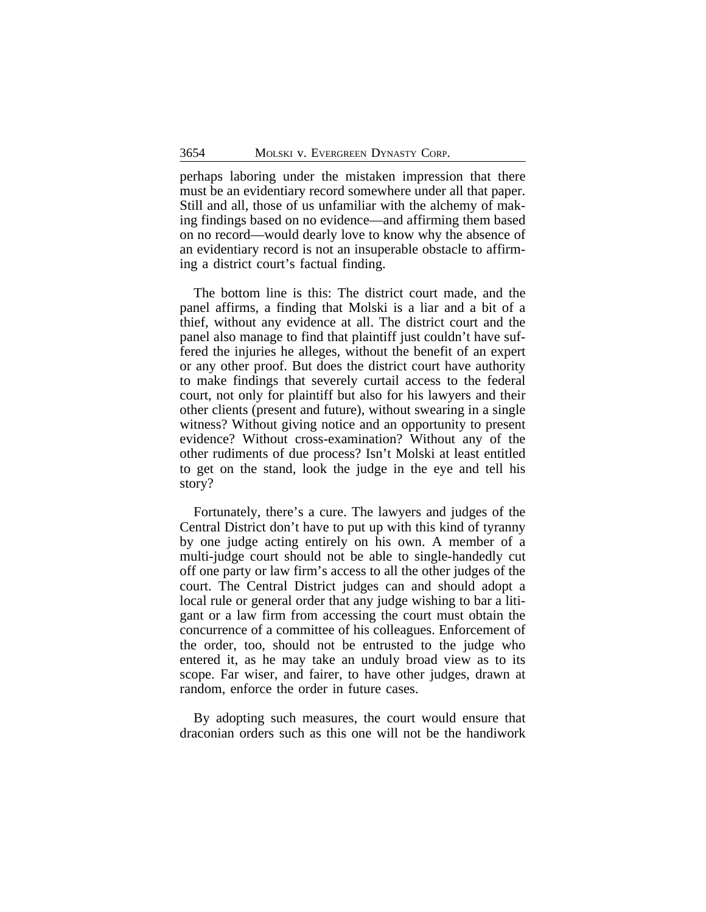perhaps laboring under the mistaken impression that there must be an evidentiary record somewhere under all that paper. Still and all, those of us unfamiliar with the alchemy of making findings based on no evidence—and affirming them based on no record—would dearly love to know why the absence of an evidentiary record is not an insuperable obstacle to affirming a district court's factual finding.

The bottom line is this: The district court made, and the panel affirms, a finding that Molski is a liar and a bit of a thief, without any evidence at all. The district court and the panel also manage to find that plaintiff just couldn't have suffered the injuries he alleges, without the benefit of an expert or any other proof. But does the district court have authority to make findings that severely curtail access to the federal court, not only for plaintiff but also for his lawyers and their other clients (present and future), without swearing in a single witness? Without giving notice and an opportunity to present evidence? Without cross-examination? Without any of the other rudiments of due process? Isn't Molski at least entitled to get on the stand, look the judge in the eye and tell his story?

Fortunately, there's a cure. The lawyers and judges of the Central District don't have to put up with this kind of tyranny by one judge acting entirely on his own. A member of a multi-judge court should not be able to single-handedly cut off one party or law firm's access to all the other judges of the court. The Central District judges can and should adopt a local rule or general order that any judge wishing to bar a litigant or a law firm from accessing the court must obtain the concurrence of a committee of his colleagues. Enforcement of the order, too, should not be entrusted to the judge who entered it, as he may take an unduly broad view as to its scope. Far wiser, and fairer, to have other judges, drawn at random, enforce the order in future cases.

By adopting such measures, the court would ensure that draconian orders such as this one will not be the handiwork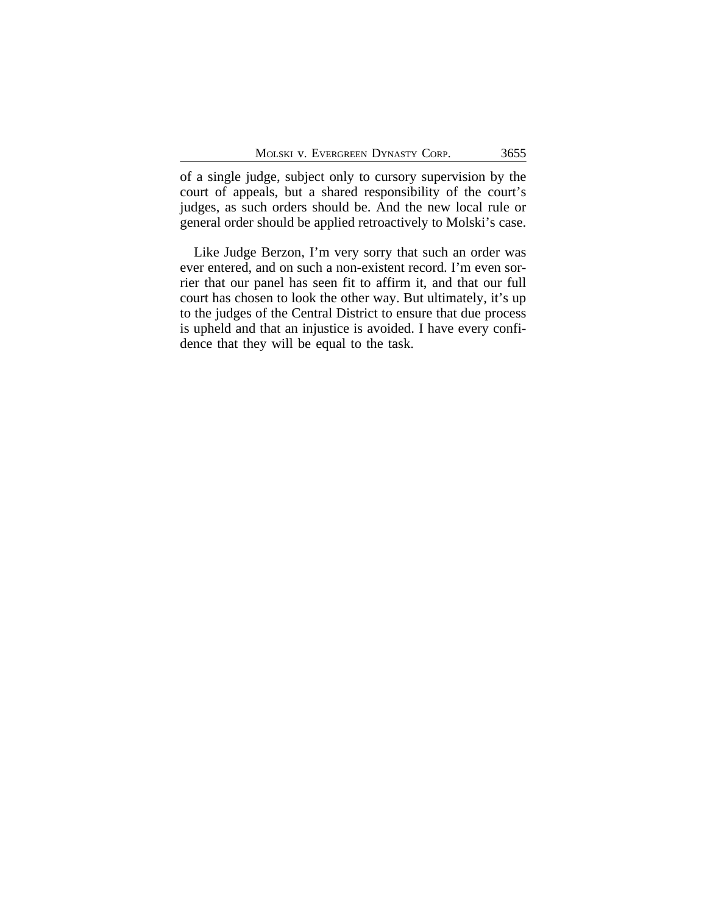of a single judge, subject only to cursory supervision by the court of appeals, but a shared responsibility of the court's judges, as such orders should be. And the new local rule or general order should be applied retroactively to Molski's case.

Like Judge Berzon, I'm very sorry that such an order was ever entered, and on such a non-existent record. I'm even sorrier that our panel has seen fit to affirm it, and that our full court has chosen to look the other way. But ultimately, it's up to the judges of the Central District to ensure that due process is upheld and that an injustice is avoided. I have every confidence that they will be equal to the task.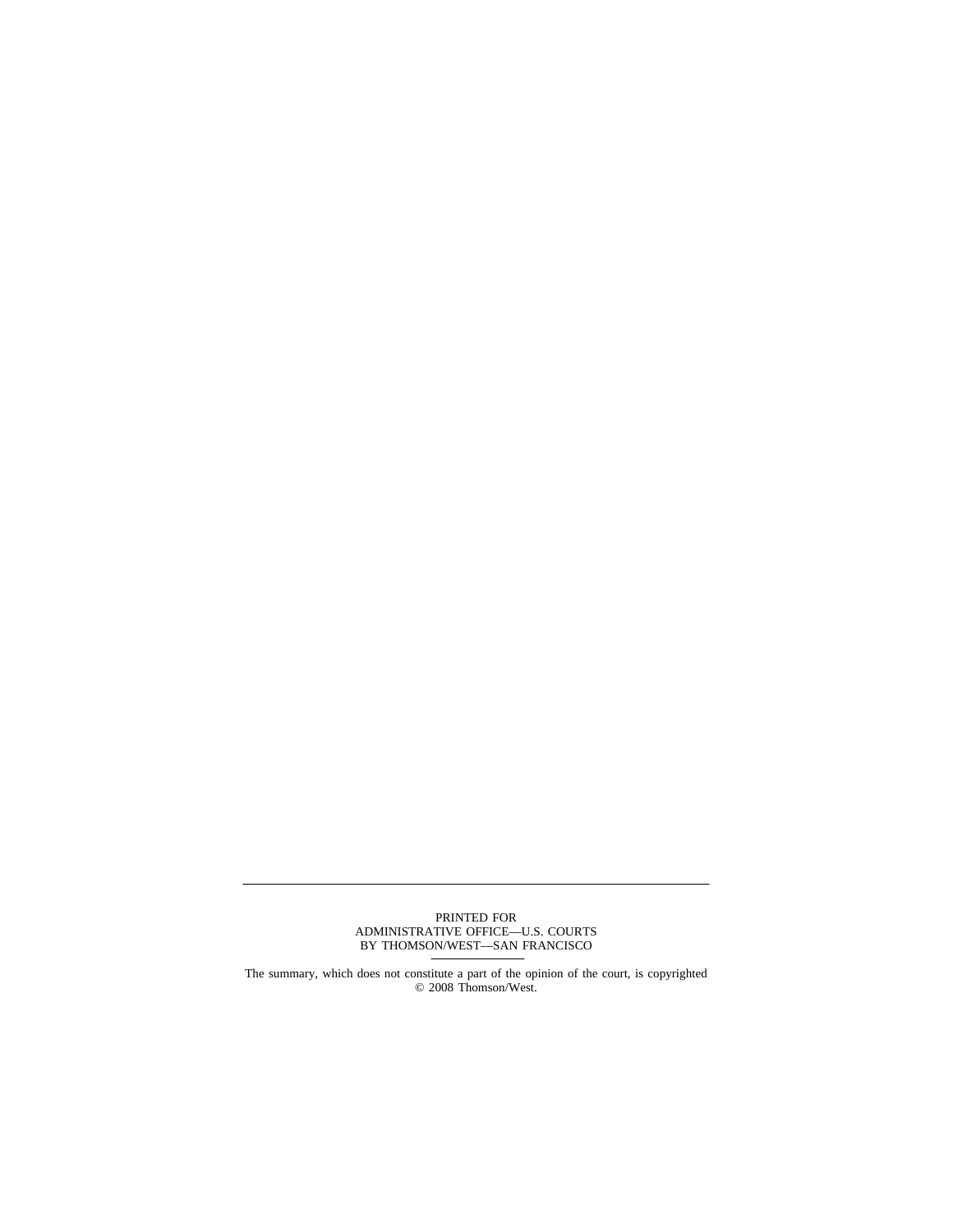PRINTED FOR
ADMINISTRATIVE OFFICE—U.S. COURTS
BY THOMSON/WEST—SAN FRANCISCO

The summary, which does not constitute a part of the opinion of the court, is copyrighted
© 2008 Thomson/West.